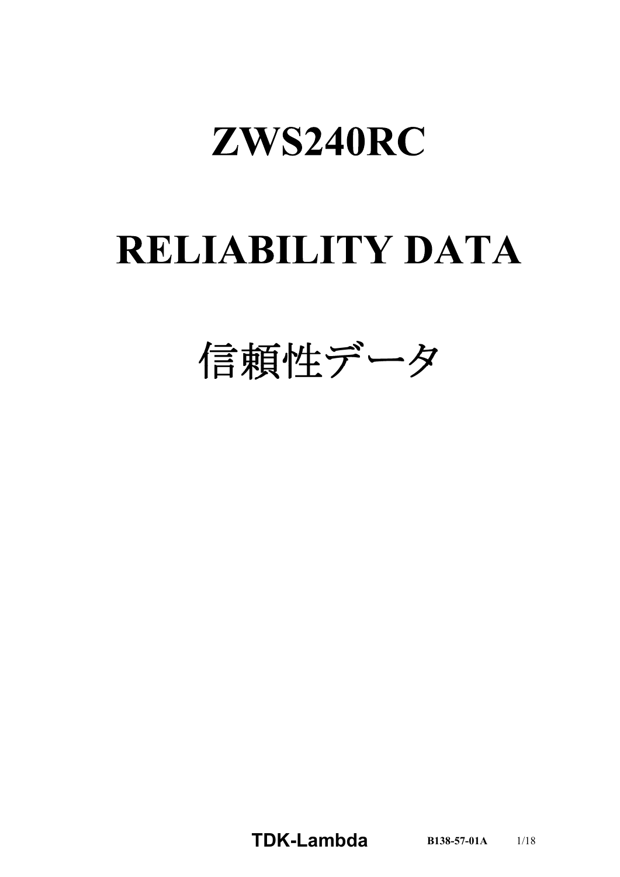# ZWS240RC

# RELIABILITY DATA

# 信頼性データ

TDK-Lambda B138-57-01A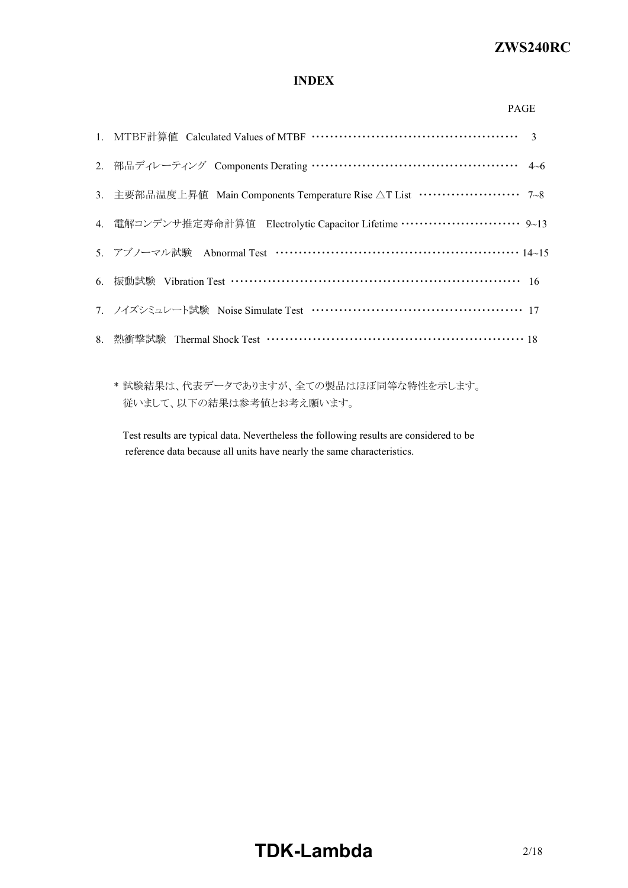# INDEX

| | | PAGE |
|---|---|---|
| 1. | MTBF計算値　Calculated Values of MTBF | 3 |
| 2. | 部品ディレーティング　Components Derating | 4~6 |
| 3. | 主要部品温度上昇値　Main Components Temperature Rise △T List | 7~8 |
| 4. | 電解コンデンサ推定寿命計算値　Electrolytic Capacitor Lifetime | 9~13 |
| 5. | アブノーマル試験　Abnormal Test | 14~15 |
| 6. | 振動試験　Vibration Test | 16 |
| 7. | ノイズシミュレート試験　Noise Simulate Test | 17 |
| 8. | 熱衝撃試験　Thermal Shock Test | 18 |

\* 試験結果は、代表データでありますが、全ての製品はほぼ同等な特性を示します。
従いまして、以下の結果は参考値とお考え願います。

Test results are typical data. Nevertheless the following results are considered to be reference data because all units have nearly the same characteristics.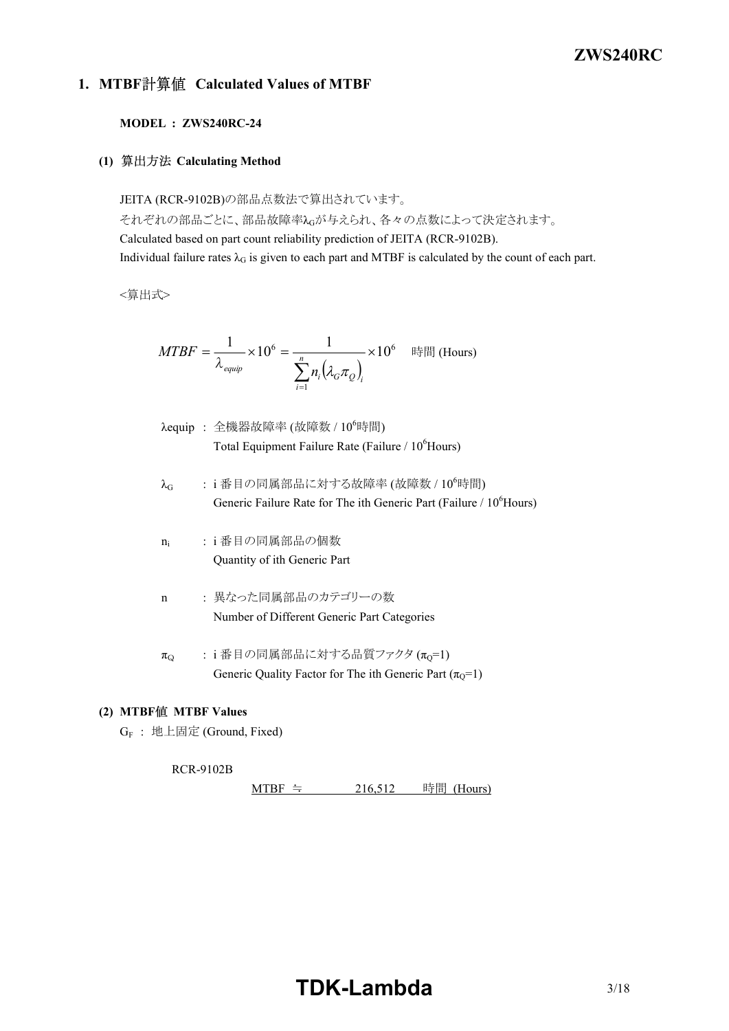## 1. MTBF計算値 Calculated Values of MTBF

**MODEL : ZWS240RC-24**

### (1) 算出方法 Calculating Method

JEITA (RCR-9102B)の部品点数法で算出されています。
それぞれの部品ごとに、部品故障率$\lambda_G$が与えられ、各々の点数によって決定されます。
Calculated based on part count reliability prediction of JEITA (RCR-9102B).
Individual failure rates $\lambda_G$ is given to each part and MTBF is calculated by the count of each part.

<算出式>

$$MTBF = \frac{1}{\lambda_{equip}} \times 10^6 = \frac{1}{\sum_{i=1}^{n} n_i \left(\lambda_G \pi_Q\right)_i} \times 10^6 \quad 時間 \text{ (Hours)}$$

$\lambda_{equip}$ : 全機器故障率 (故障数 / $10^6$時間)
Total Equipment Failure Rate (Failure / $10^6$Hours)

$\lambda_G$ : i 番目の同属部品に対する故障率 (故障数 / $10^6$時間)
Generic Failure Rate for The ith Generic Part (Failure / $10^6$Hours)

$n_i$ : i 番目の同属部品の個数
Quantity of ith Generic Part

n : 異なった同属部品のカテゴリーの数
Number of Different Generic Part Categories

$\pi_Q$ : i 番目の同属部品に対する品質ファクタ ($\pi_Q$=1)
Generic Quality Factor for The ith Generic Part ($\pi_Q$=1)

### (2) MTBF値 MTBF Values

$G_F$ : 地上固定 (Ground, Fixed)

RCR-9102B

MTBF ≒ 216,512 時間 (Hours)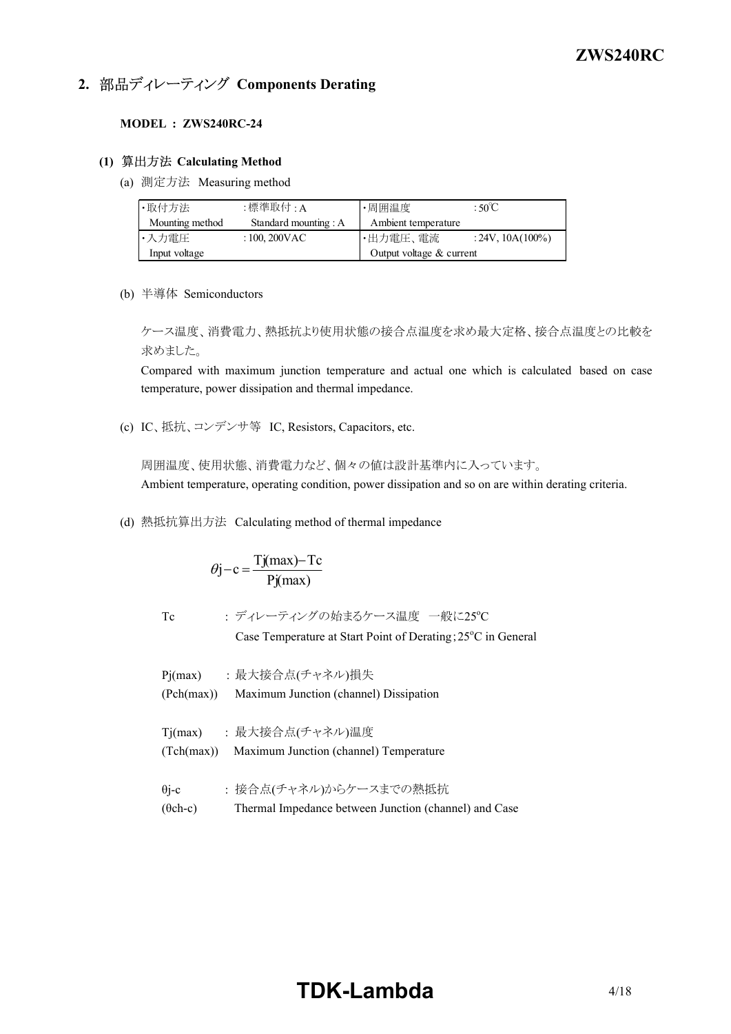## 2. 部品ディレーティング Components Derating

**MODEL ： ZWS240RC-24**

### (1) 算出方法 Calculating Method

(a) 測定方法 Measuring method

| ・取付方法 Mounting method | ：標準取付：A Standard mounting : A | ・周囲温度 Ambient temperature | ：50℃ |
|---|---|---|---|
| ・入力電圧 Input voltage | ：100, 200VAC | ・出力電圧、電流 Output voltage & current | ：24V, 10A(100%) |

(b) 半導体 Semiconductors

ケース温度、消費電力、熱抵抗より使用状態の接合点温度を求め最大定格、接合点温度との比較を求めました。

Compared with maximum junction temperature and actual one which is calculated based on case temperature, power dissipation and thermal impedance.

(c) IC、抵抗、コンデンサ等 IC, Resistors, Capacitors, etc.

周囲温度、使用状態、消費電力など、個々の値は設計基準内に入っています。

Ambient temperature, operating condition, power dissipation and so on are within derating criteria.

(d) 熱抵抗算出方法 Calculating method of thermal impedance

$$\theta j-c = \frac{Tj(max) - Tc}{Pj(max)}$$

Tc ： ディレーティングの始まるケース温度 一般に25°C
Case Temperature at Start Point of Derating；25°C in General

Pj(max) ： 最大接合点(チャネル)損失
(Pch(max)) Maximum Junction (channel) Dissipation

Tj(max) ： 最大接合点(チャネル)温度
(Tch(max)) Maximum Junction (channel) Temperature

θj-c ： 接合点(チャネル)からケースまでの熱抵抗
(θch-c) Thermal Impedance between Junction (channel) and Case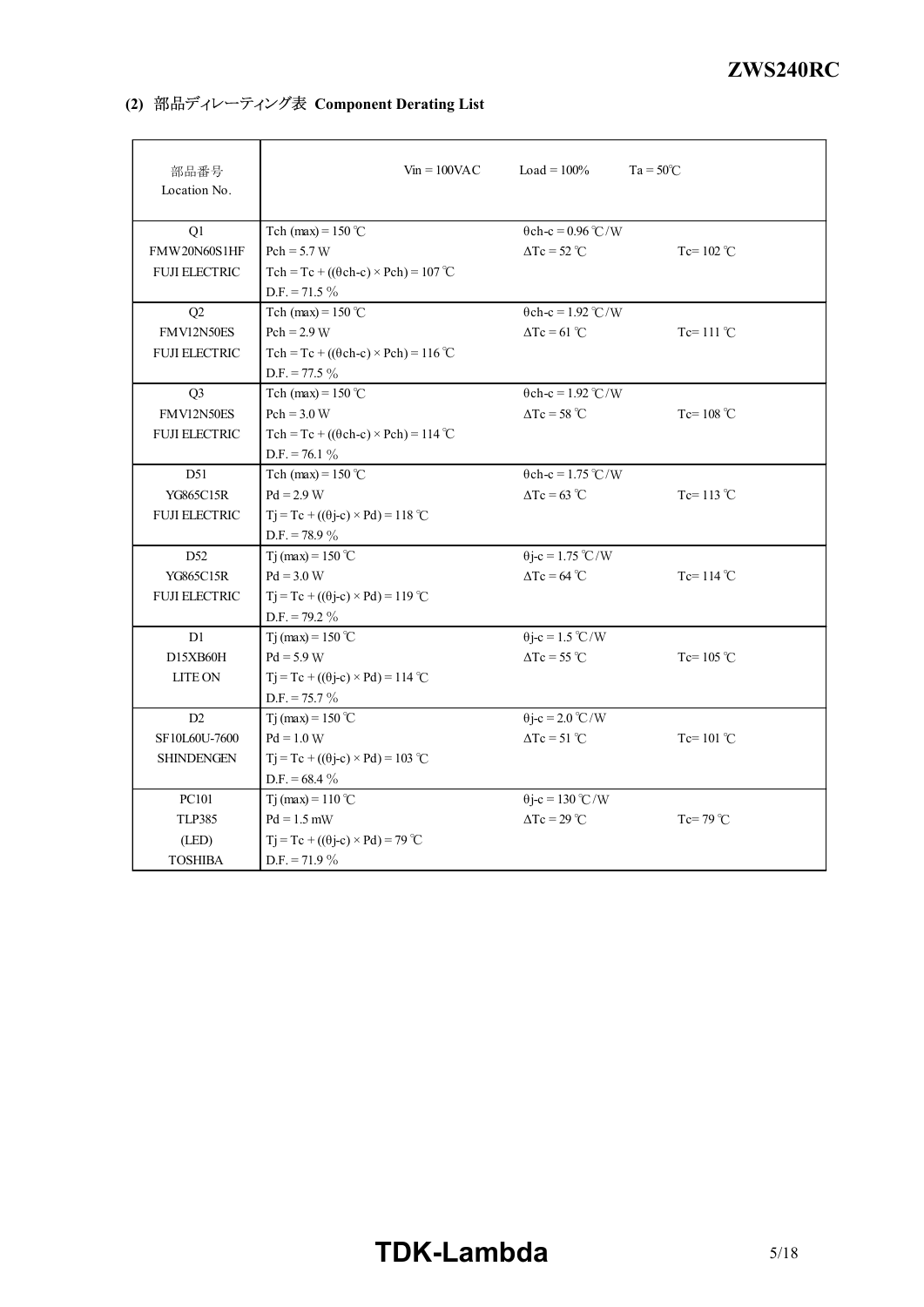### (2) 部品ディレーティング表 Component Derating List

| 部品番号<br>Location No. | Vin = 100VAC | Load = 100% | Ta = 50℃ |
|---|---|---|---|
| Q1<br>FMW20N60S1HF<br>FUJI ELECTRIC | Tch (max) = 150 ℃<br>Pch = 5.7 W<br>Tch = Tc + ((θch-c) × Pch) = 107 ℃<br>D.F. = 71.5 % | θch-c = 0.96 ℃/W<br>ΔTc = 52 ℃ | <br>Tc= 102 ℃ |
| Q2<br>FMV12N50ES<br>FUJI ELECTRIC | Tch (max) = 150 ℃<br>Pch = 2.9 W<br>Tch = Tc + ((θch-c) × Pch) = 116 ℃<br>D.F. = 77.5 % | θch-c = 1.92 ℃/W<br>ΔTc = 61 ℃ | <br>Tc= 111 ℃ |
| Q3<br>FMV12N50ES<br>FUJI ELECTRIC | Tch (max) = 150 ℃<br>Pch = 3.0 W<br>Tch = Tc + ((θch-c) × Pch) = 114 ℃<br>D.F. = 76.1 % | θch-c = 1.92 ℃/W<br>ΔTc = 58 ℃ | <br>Tc= 108 ℃ |
| D51<br>YG865C15R<br>FUJI ELECTRIC | Tch (max) = 150 ℃<br>Pd = 2.9 W<br>Tj = Tc + ((θj-c) × Pd) = 118 ℃<br>D.F. = 78.9 % | θch-c = 1.75 ℃/W<br>ΔTc = 63 ℃ | <br>Tc= 113 ℃ |
| D52<br>YG865C15R<br>FUJI ELECTRIC | Tj (max) = 150 ℃<br>Pd = 3.0 W<br>Tj = Tc + ((θj-c) × Pd) = 119 ℃<br>D.F. = 79.2 % | θj-c = 1.75 ℃/W<br>ΔTc = 64 ℃ | <br>Tc= 114 ℃ |
| D1<br>D15XB60H<br>LITE ON | Tj (max) = 150 ℃<br>Pd = 5.9 W<br>Tj = Tc + ((θj-c) × Pd) = 114 ℃<br>D.F. = 75.7 % | θj-c = 1.5 ℃/W<br>ΔTc = 55 ℃ | <br>Tc= 105 ℃ |
| D2<br>SF10L60U-7600<br>SHINDENGEN | Tj (max) = 150 ℃<br>Pd = 1.0 W<br>Tj = Tc + ((θj-c) × Pd) = 103 ℃<br>D.F. = 68.4 % | θj-c = 2.0 ℃/W<br>ΔTc = 51 ℃ | <br>Tc= 101 ℃ |
| PC101<br>TLP385<br>(LED)<br>TOSHIBA | Tj (max) = 110 ℃<br>Pd = 1.5 mW<br>Tj = Tc + ((θj-c) × Pd) = 79 ℃<br>D.F. = 71.9 % | θj-c = 130 ℃/W<br>ΔTc = 29 ℃ | <br>Tc= 79 ℃ |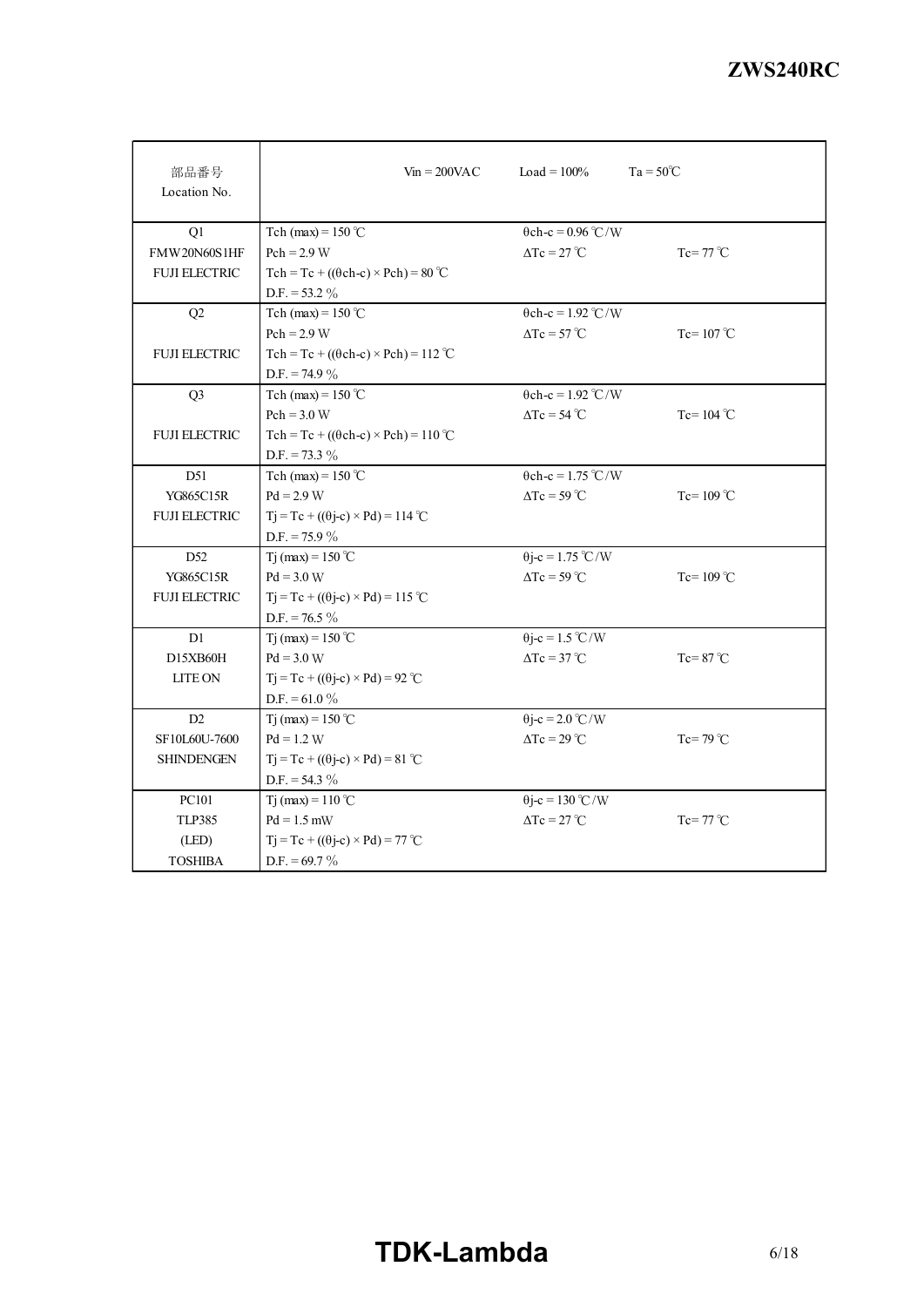| 部品番号<br>Location No. | $Vin = 200VAC$ &nbsp;&nbsp; $Load = 100\%$ &nbsp;&nbsp; $Ta = 50℃$ | | |
|---|---|---|---|
| Q1<br>FMW20N60S1HF<br>FUJI ELECTRIC | Tch (max) = 150 ℃<br>Pch = 2.9 W<br>Tch = Tc + ((θch-c) × Pch) = 80 ℃<br>D.F. = 53.2 % | θch-c = 0.96 ℃/W<br>ΔTc = 27 ℃ | <br>Tc= 77 ℃ |
| Q2<br><br>FUJI ELECTRIC | Tch (max) = 150 ℃<br>Pch = 2.9 W<br>Tch = Tc + ((θch-c) × Pch) = 112 ℃<br>D.F. = 74.9 % | θch-c = 1.92 ℃/W<br>ΔTc = 57 ℃ | <br>Tc= 107 ℃ |
| Q3<br><br>FUJI ELECTRIC | Tch (max) = 150 ℃<br>Pch = 3.0 W<br>Tch = Tc + ((θch-c) × Pch) = 110 ℃<br>D.F. = 73.3 % | θch-c = 1.92 ℃/W<br>ΔTc = 54 ℃ | <br>Tc= 104 ℃ |
| D51<br>YG865C15R<br>FUJI ELECTRIC | Tch (max) = 150 ℃<br>Pd = 2.9 W<br>Tj = Tc + ((θj-c) × Pd) = 114 ℃<br>D.F. = 75.9 % | θch-c = 1.75 ℃/W<br>ΔTc = 59 ℃ | <br>Tc= 109 ℃ |
| D52<br>YG865C15R<br>FUJI ELECTRIC | Tj (max) = 150 ℃<br>Pd = 3.0 W<br>Tj = Tc + ((θj-c) × Pd) = 115 ℃<br>D.F. = 76.5 % | θj-c = 1.75 ℃/W<br>ΔTc = 59 ℃ | <br>Tc= 109 ℃ |
| D1<br>D15XB60H<br>LITE ON | Tj (max) = 150 ℃<br>Pd = 3.0 W<br>Tj = Tc + ((θj-c) × Pd) = 92 ℃<br>D.F. = 61.0 % | θj-c = 1.5 ℃/W<br>ΔTc = 37 ℃ | <br>Tc= 87 ℃ |
| D2<br>SF10L60U-7600<br>SHINDENGEN | Tj (max) = 150 ℃<br>Pd = 1.2 W<br>Tj = Tc + ((θj-c) × Pd) = 81 ℃<br>D.F. = 54.3 % | θj-c = 2.0 ℃/W<br>ΔTc = 29 ℃ | <br>Tc= 79 ℃ |
| PC101<br>TLP385<br>(LED)<br>TOSHIBA | Tj (max) = 110 ℃<br>Pd = 1.5 mW<br>Tj = Tc + ((θj-c) × Pd) = 77 ℃<br>D.F. = 69.7 % | θj-c = 130 ℃/W<br>ΔTc = 27 ℃ | <br>Tc= 77 ℃ |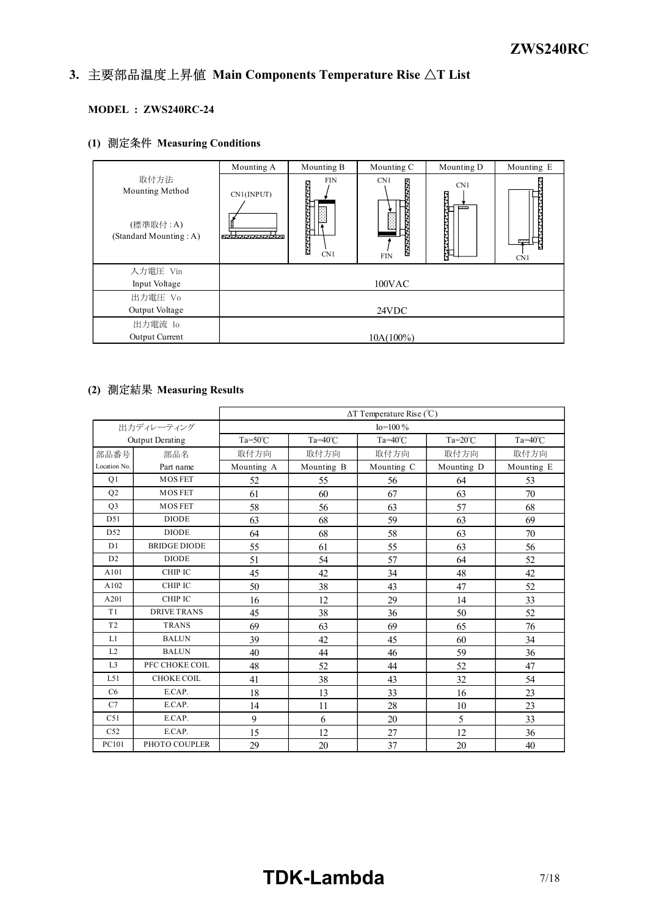## 3. 主要部品温度上昇値 Main Components Temperature Rise △T List

**MODEL : ZWS240RC-24**

### (1) 測定条件 Measuring Conditions

| | Mounting A | Mounting B | Mounting C | Mounting D | Mounting E |
|---|---|---|---|---|---|
| 取付方法<br>Mounting Method<br><br>(標準取付 : A)<br>(Standard Mounting : A) | CN1(INPUT) | FIN<br>CN1 | CN1<br>FIN | CN1 | CN1 |
| 入力電圧 Vin<br>Input Voltage | 100VAC | | | | |
| 出力電圧 Vo<br>Output Voltage | 24VDC | | | | |
| 出力電流 Io<br>Output Current | 10A(100%) | | | | |

### (2) 測定結果 Measuring Results

| | | ΔT Temperature Rise (℃) | | | | |
|---|---|---|---|---|---|---|
| 出力ディレーティング<br>Output Derating | | Io=100％ | | | | |
| | | Ta=50℃ | Ta=40℃ | Ta=40℃ | Ta=20℃ | Ta=40℃ |
| 部品番号<br>Location No. | 部品名<br>Part name | 取付方向<br>Mounting A | 取付方向<br>Mounting B | 取付方向<br>Mounting C | 取付方向<br>Mounting D | 取付方向<br>Mounting E |
| Q1 | MOS FET | 52 | 55 | 56 | 64 | 53 |
| Q2 | MOS FET | 61 | 60 | 67 | 63 | 70 |
| Q3 | MOS FET | 58 | 56 | 63 | 57 | 68 |
| D51 | DIODE | 63 | 68 | 59 | 63 | 69 |
| D52 | DIODE | 64 | 68 | 58 | 63 | 70 |
| D1 | BRIDGE DIODE | 55 | 61 | 55 | 63 | 56 |
| D2 | DIODE | 51 | 54 | 57 | 64 | 52 |
| A101 | CHIP IC | 45 | 42 | 34 | 48 | 42 |
| A102 | CHIP IC | 50 | 38 | 43 | 47 | 52 |
| A201 | CHIP IC | 16 | 12 | 29 | 14 | 33 |
| T1 | DRIVE TRANS | 45 | 38 | 36 | 50 | 52 |
| T2 | TRANS | 69 | 63 | 69 | 65 | 76 |
| L1 | BALUN | 39 | 42 | 45 | 60 | 34 |
| L2 | BALUN | 40 | 44 | 46 | 59 | 36 |
| L3 | PFC CHOKE COIL | 48 | 52 | 44 | 52 | 47 |
| L51 | CHOKE COIL | 41 | 38 | 43 | 32 | 54 |
| C6 | E.CAP. | 18 | 13 | 33 | 16 | 23 |
| C7 | E.CAP. | 14 | 11 | 28 | 10 | 23 |
| C51 | E.CAP. | 9 | 6 | 20 | 5 | 33 |
| C52 | E.CAP. | 15 | 12 | 27 | 12 | 36 |
| PC101 | PHOTO COUPLER | 29 | 20 | 37 | 20 | 40 |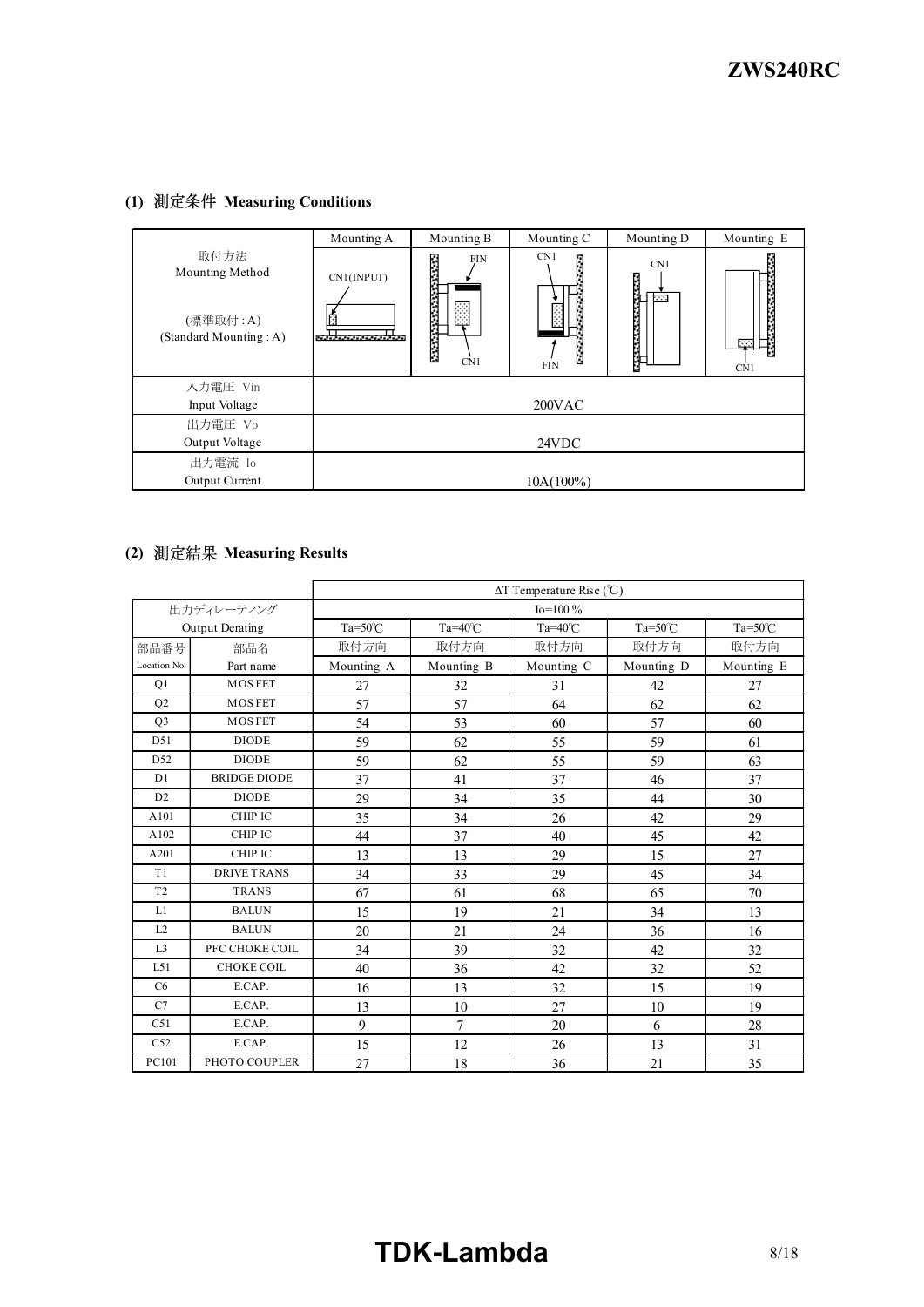## (1) 測定条件 Measuring Conditions

| | Mounting A | Mounting B | Mounting C | Mounting D | Mounting E |
|---|---|---|---|---|---|
| 取付方法<br>Mounting Method<br><br>(標準取付 : A)<br>(Standard Mounting : A) | CN1(INPUT) | FIN<br>CN1 | CN1<br>FIN | CN1 | CN1 |
| 入力電圧 Vin<br>Input Voltage | 200VAC | | | | |
| 出力電圧 Vo<br>Output Voltage | 24VDC | | | | |
| 出力電流 Io<br>Output Current | 10A(100%) | | | | |

## (2) 測定結果 Measuring Results

| | | ΔT Temperature Rise (℃) | | | | |
|---|---|---|---|---|---|---|
| 出力ディレーティング<br>Output Derating | | Io=100 % | | | | |
| | | Ta=50℃ | Ta=40℃ | Ta=40℃ | Ta=50℃ | Ta=50℃ |
| 部品番号<br>Location No. | 部品名<br>Part name | 取付方向<br>Mounting A | 取付方向<br>Mounting B | 取付方向<br>Mounting C | 取付方向<br>Mounting D | 取付方向<br>Mounting E |
| Q1 | MOS FET | 27 | 32 | 31 | 42 | 27 |
| Q2 | MOS FET | 57 | 57 | 64 | 62 | 62 |
| Q3 | MOS FET | 54 | 53 | 60 | 57 | 60 |
| D51 | DIODE | 59 | 62 | 55 | 59 | 61 |
| D52 | DIODE | 59 | 62 | 55 | 59 | 63 |
| D1 | BRIDGE DIODE | 37 | 41 | 37 | 46 | 37 |
| D2 | DIODE | 29 | 34 | 35 | 44 | 30 |
| A101 | CHIP IC | 35 | 34 | 26 | 42 | 29 |
| A102 | CHIP IC | 44 | 37 | 40 | 45 | 42 |
| A201 | CHIP IC | 13 | 13 | 29 | 15 | 27 |
| T1 | DRIVE TRANS | 34 | 33 | 29 | 45 | 34 |
| T2 | TRANS | 67 | 61 | 68 | 65 | 70 |
| L1 | BALUN | 15 | 19 | 21 | 34 | 13 |
| L2 | BALUN | 20 | 21 | 24 | 36 | 16 |
| L3 | PFC CHOKE COIL | 34 | 39 | 32 | 42 | 32 |
| L51 | CHOKE COIL | 40 | 36 | 42 | 32 | 52 |
| C6 | E.CAP. | 16 | 13 | 32 | 15 | 19 |
| C7 | E.CAP. | 13 | 10 | 27 | 10 | 19 |
| C51 | E.CAP. | 9 | 7 | 20 | 6 | 28 |
| C52 | E.CAP. | 15 | 12 | 26 | 13 | 31 |
| PC101 | PHOTO COUPLER | 27 | 18 | 36 | 21 | 35 |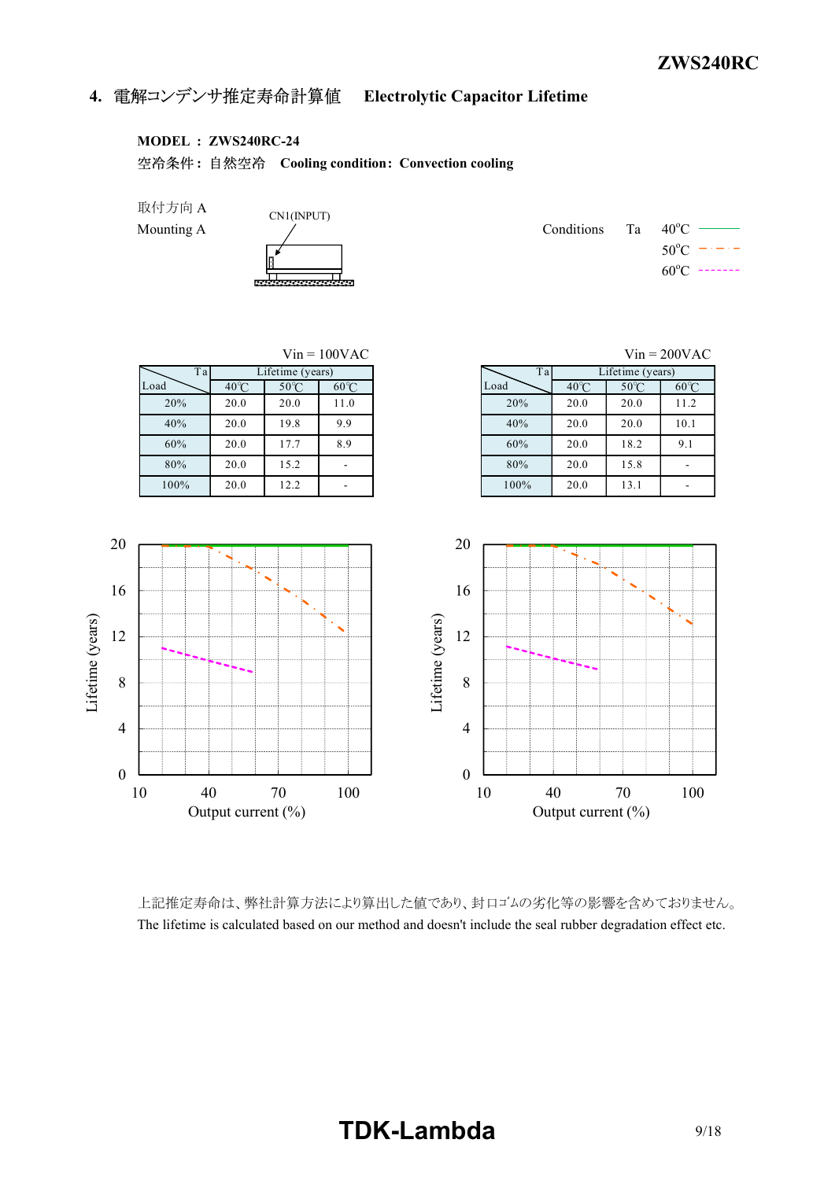## 4. 電解コンデンサ推定寿命計算値　Electrolytic Capacitor Lifetime

**MODEL ： ZWS240RC-24**

空冷条件：自然空冷　**Cooling condition：Convection cooling**

取付方向 A
Mounting A

CN1(INPUT)

Conditions　Ta　40°C / 50°C / 60°C

Vin = 100VAC

| Load \ Ta | Lifetime (years) | | |
|---|---|---|---|
| | 40℃ | 50℃ | 60℃ |
| 20% | 20.0 | 20.0 | 11.0 |
| 40% | 20.0 | 19.8 | 9.9 |
| 60% | 20.0 | 17.7 | 8.9 |
| 80% | 20.0 | 15.2 | - |
| 100% | 20.0 | 12.2 | - |

Vin = 200VAC

| Load \ Ta | Lifetime (years) | | |
|---|---|---|---|
| | 40℃ | 50℃ | 60℃ |
| 20% | 20.0 | 20.0 | 11.2 |
| 40% | 20.0 | 20.0 | 10.1 |
| 60% | 20.0 | 18.2 | 9.1 |
| 80% | 20.0 | 15.8 | - |
| 100% | 20.0 | 13.1 | - |

上記推定寿命は、弊社計算方法により算出した値であり、封口ゴムの劣化等の影響を含めておりません。
The lifetime is calculated based on our method and doesn't include the seal rubber degradation effect etc.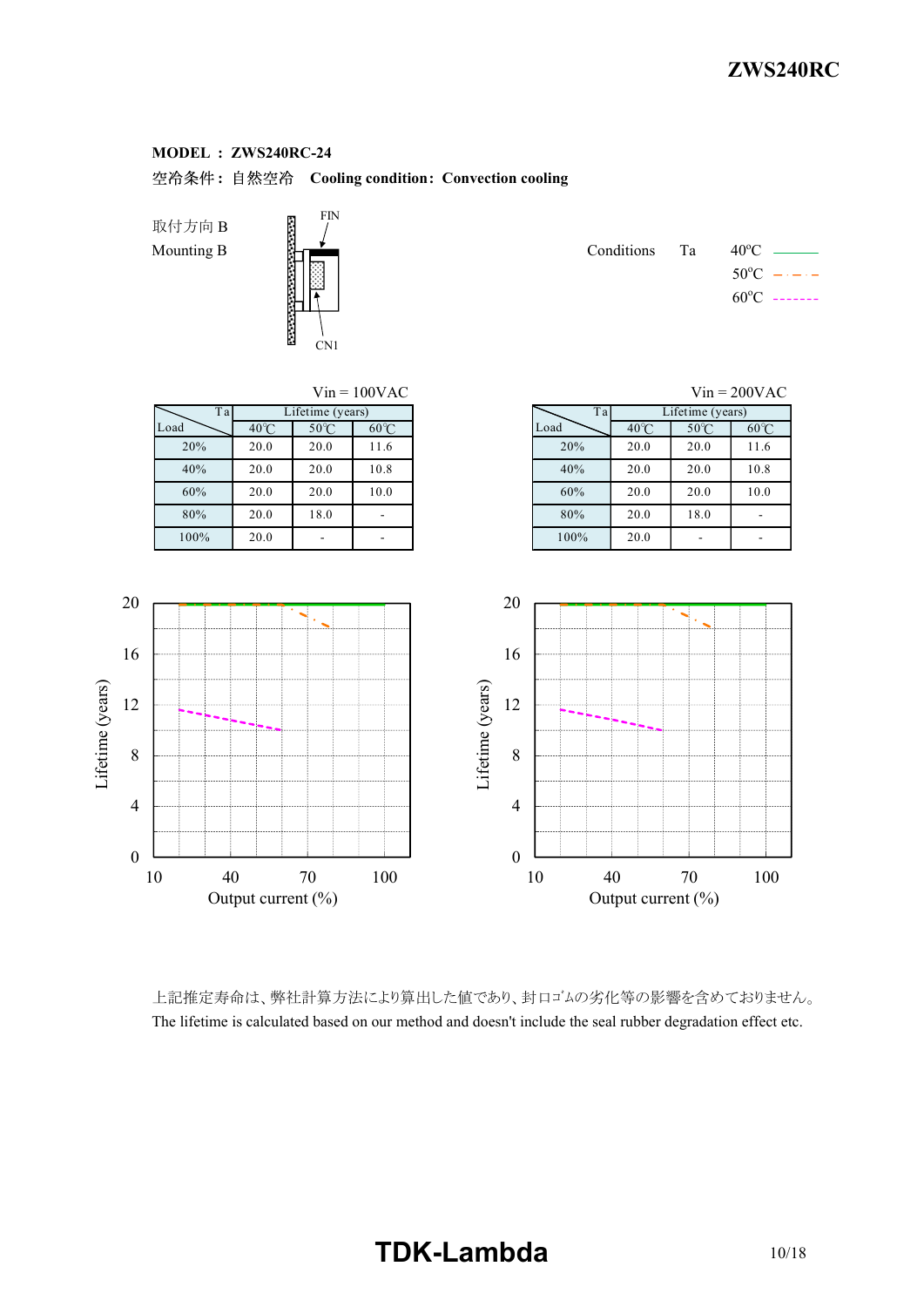**MODEL ： ZWS240RC-24**

空冷条件： 自然空冷　**Cooling condition： Convection cooling**

取付方向 B
Mounting B

FIN
CN1

Conditions　Ta　40ºC ──── 50ºC ─·─·─ 60ºC -------

Vin = 100VAC

| Load \ Ta | Lifetime (years) | | |
|---|---|---|---|
| | 40℃ | 50℃ | 60℃ |
| 20% | 20.0 | 20.0 | 11.6 |
| 40% | 20.0 | 20.0 | 10.8 |
| 60% | 20.0 | 20.0 | 10.0 |
| 80% | 20.0 | 18.0 | - |
| 100% | 20.0 | - | - |

Vin = 200VAC

| Load \ Ta | Lifetime (years) | | |
|---|---|---|---|
| | 40℃ | 50℃ | 60℃ |
| 20% | 20.0 | 20.0 | 11.6 |
| 40% | 20.0 | 20.0 | 10.8 |
| 60% | 20.0 | 20.0 | 10.0 |
| 80% | 20.0 | 18.0 | - |
| 100% | 20.0 | - | - |

上記推定寿命は、弊社計算方法により算出した値であり、封口ｺﾞﾑの劣化等の影響を含めておりません。
The lifetime is calculated based on our method and doesn't include the seal rubber degradation effect etc.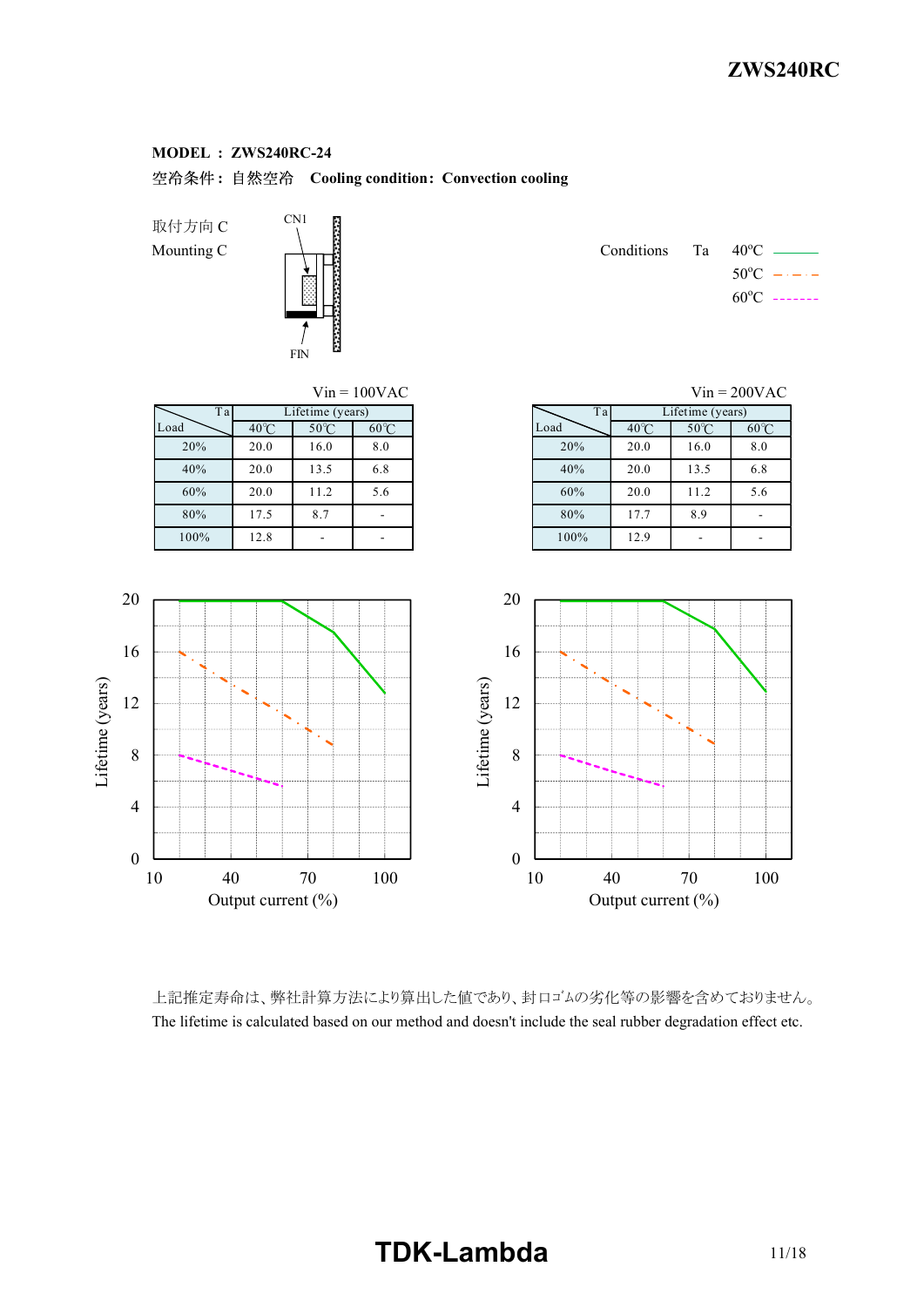**MODEL ： ZWS240RC-24**

空冷条件： 自然空冷　**Cooling condition： Convection cooling**

取付方向 C
Mounting C

CN1

FIN

Conditions　Ta　40ºC / 50ºC / 60ºC

Vin = 100VAC

| Load \ Ta | Lifetime (years) | | |
|---|---|---|---|
| | 40℃ | 50℃ | 60℃ |
| 20% | 20.0 | 16.0 | 8.0 |
| 40% | 20.0 | 13.5 | 6.8 |
| 60% | 20.0 | 11.2 | 5.6 |
| 80% | 17.5 | 8.7 | - |
| 100% | 12.8 | - | - |

Vin = 200VAC

| Load \ Ta | Lifetime (years) | | |
|---|---|---|---|
| | 40℃ | 50℃ | 60℃ |
| 20% | 20.0 | 16.0 | 8.0 |
| 40% | 20.0 | 13.5 | 6.8 |
| 60% | 20.0 | 11.2 | 5.6 |
| 80% | 17.7 | 8.9 | - |
| 100% | 12.9 | - | - |

Lifetime (years) vs. Output current (%)

上記推定寿命は、弊社計算方法により算出した値であり、封口ｺﾞﾑの劣化等の影響を含めておりません。
The lifetime is calculated based on our method and doesn't include the seal rubber degradation effect etc.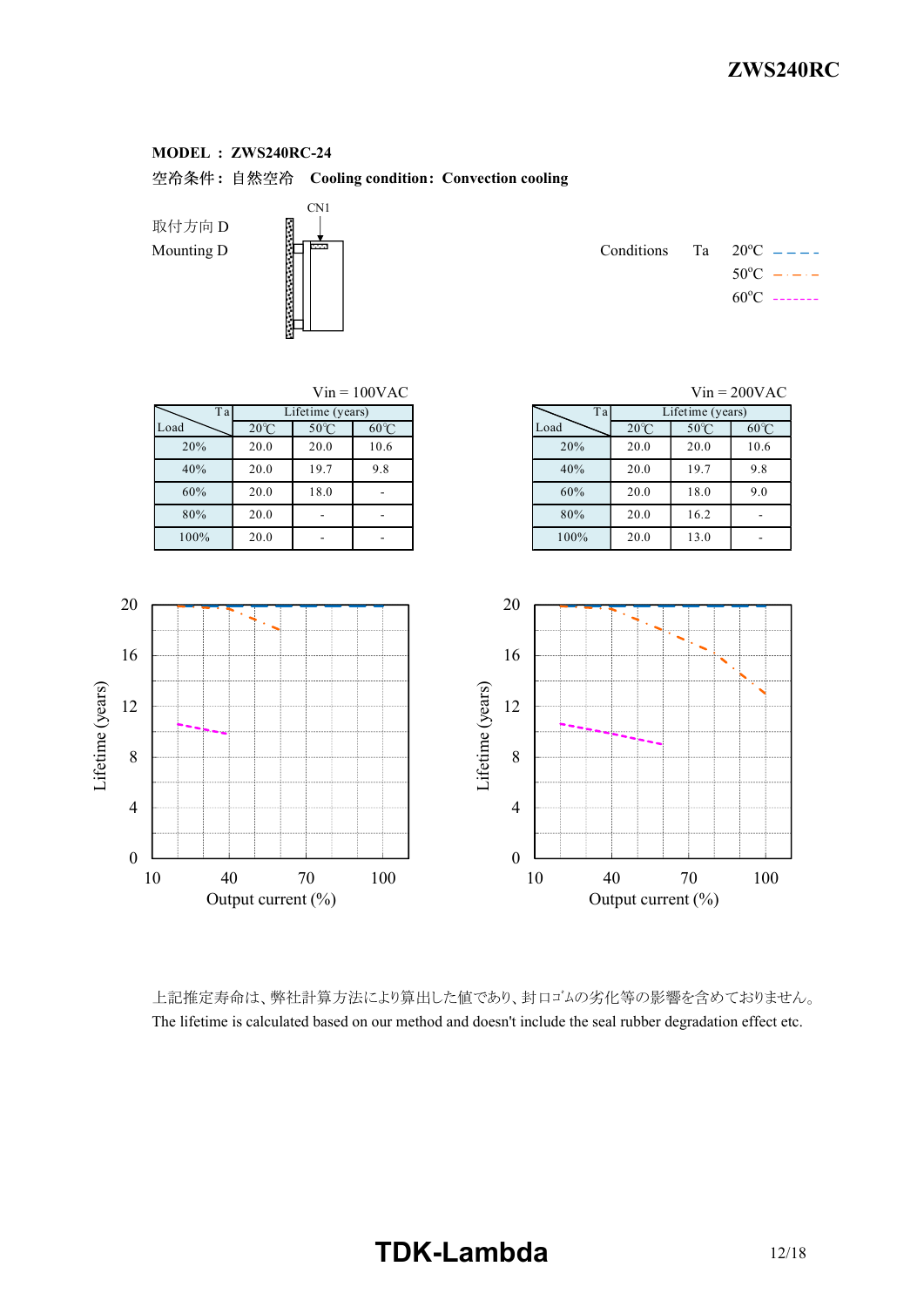**MODEL : ZWS240RC-24**

空冷条件 : 自然空冷　**Cooling condition : Convection cooling**

取付方向 D
Mounting D

CN1

Conditions　Ta　20°C　50°C　60°C

Vin = 100VAC

| Load \ Ta | Lifetime (years) | | |
|---|---|---|---|
| | 20℃ | 50℃ | 60℃ |
| 20% | 20.0 | 20.0 | 10.6 |
| 40% | 20.0 | 19.7 | 9.8 |
| 60% | 20.0 | 18.0 | - |
| 80% | 20.0 | - | - |
| 100% | 20.0 | - | - |

Vin = 200VAC

| Load \ Ta | Lifetime (years) | | |
|---|---|---|---|
| | 20℃ | 50℃ | 60℃ |
| 20% | 20.0 | 20.0 | 10.6 |
| 40% | 20.0 | 19.7 | 9.8 |
| 60% | 20.0 | 18.0 | 9.0 |
| 80% | 20.0 | 16.2 | - |
| 100% | 20.0 | 13.0 | - |

Lifetime (years) vs Output current (%)

上記推定寿命は、弊社計算方法により算出した値であり、封口ｺﾞﾑの劣化等の影響を含めておりません。
The lifetime is calculated based on our method and doesn't include the seal rubber degradation effect etc.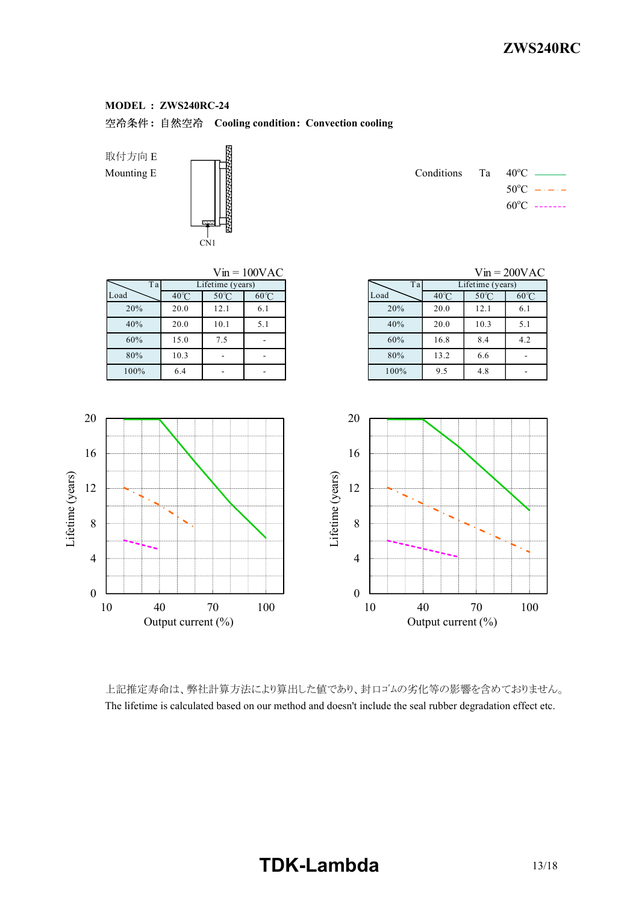**MODEL ： ZWS240RC-24**

空冷条件： 自然空冷　**Cooling condition： Convection cooling**

取付方向 E
Mounting E

CN1

Conditions　Ta　40°C ———
50°C －・－・－
60°C －－－－－－－

Vin = 100VAC

| Load \ Ta | Lifetime (years) | | |
|---|---|---|---|
| | 40℃ | 50℃ | 60℃ |
| 20% | 20.0 | 12.1 | 6.1 |
| 40% | 20.0 | 10.1 | 5.1 |
| 60% | 15.0 | 7.5 | - |
| 80% | 10.3 | - | - |
| 100% | 6.4 | - | - |

Vin = 200VAC

| Load \ Ta | Lifetime (years) | | |
|---|---|---|---|
| | 40℃ | 50℃ | 60℃ |
| 20% | 20.0 | 12.1 | 6.1 |
| 40% | 20.0 | 10.3 | 5.1 |
| 60% | 16.8 | 8.4 | 4.2 |
| 80% | 13.2 | 6.6 | - |
| 100% | 9.5 | 4.8 | - |

Lifetime (years)
Output current (%)

上記推定寿命は、弊社計算方法により算出した値であり、封口ゴムの劣化等の影響を含めておりません。
The lifetime is calculated based on our method and doesn't include the seal rubber degradation effect etc.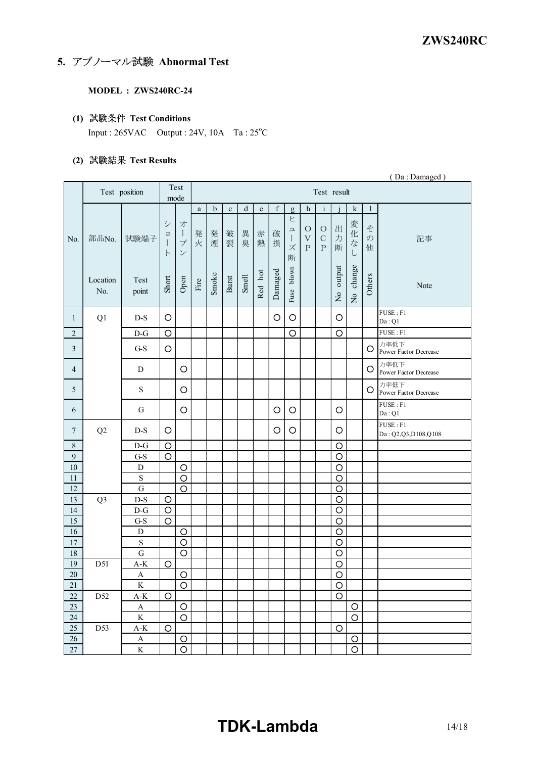## 5. アブノーマル試験 Abnormal Test

**MODEL : ZWS240RC-24**

**(1) 試験条件 Test Conditions**

Input : 265VAC Output : 24V, 10A Ta : 25°C

**(2) 試験結果 Test Results**

( Da : Damaged )

| No. | Test position | | Test mode | | Test result | | | | | | | | | | | | |
|---|---|---|---|---|---|---|---|---|---|---|---|---|---|---|---|---|---|
| | | | | | a | b | c | d | e | f | g | h | i | j | k | l | |
| | 部品No. Location No. | 試験端子 Test point | ショート Short | オープン Open | 発火 Fire | 発煙 Smoke | 破裂 Burst | 異臭 Smell | 赤熱 Red hot | 破損 Damaged | ヒューズ断 Fuse blown | OVP | OCP | 出力断 No output | 変化なし No change | その他 Others | 記事 Note |
| 1 | Q1 | D-S | ○ | | | | | | | ○ | ○ | | | ○ | | | FUSE : F1 Da : Q1 |
| 2 | | D-G | ○ | | | | | | | | ○ | | | ○ | | | FUSE : F1 |
| 3 | | G-S | ○ | | | | | | | | | | | | | ○ | 力率低下 Power Factor Decrease |
| 4 | | D | | ○ | | | | | | | | | | | | ○ | 力率低下 Power Factor Decrease |
| 5 | | S | | ○ | | | | | | | | | | | | ○ | 力率低下 Power Factor Decrease |
| 6 | | G | | ○ | | | | | | ○ | ○ | | | ○ | | | FUSE : F1 Da : Q1 |
| 7 | Q2 | D-S | ○ | | | | | | | ○ | ○ | | | ○ | | | FUSE : F1 Da : Q2,Q3,D108,Q108 |
| 8 | | D-G | ○ | | | | | | | | | | | ○ | | | |
| 9 | | G-S | ○ | | | | | | | | | | | ○ | | | |
| 10 | | D | | ○ | | | | | | | | | | ○ | | | |
| 11 | | S | | ○ | | | | | | | | | | ○ | | | |
| 12 | | G | | ○ | | | | | | | | | | ○ | | | |
| 13 | Q3 | D-S | ○ | | | | | | | | | | | ○ | | | |
| 14 | | D-G | ○ | | | | | | | | | | | ○ | | | |
| 15 | | G-S | ○ | | | | | | | | | | | ○ | | | |
| 16 | | D | | ○ | | | | | | | | | | ○ | | | |
| 17 | | S | | ○ | | | | | | | | | | ○ | | | |
| 18 | | G | | ○ | | | | | | | | | | ○ | | | |
| 19 | D51 | A-K | ○ | | | | | | | | | | | ○ | | | |
| 20 | | A | | ○ | | | | | | | | | | ○ | | | |
| 21 | | K | | ○ | | | | | | | | | | ○ | | | |
| 22 | D52 | A-K | ○ | | | | | | | | | | | ○ | | | |
| 23 | | A | | ○ | | | | | | | | | | | ○ | | |
| 24 | | K | | ○ | | | | | | | | | | | ○ | | |
| 25 | D53 | A-K | ○ | | | | | | | | | | | ○ | | | |
| 26 | | A | | ○ | | | | | | | | | | | ○ | | |
| 27 | | K | | ○ | | | | | | | | | | | ○ | | |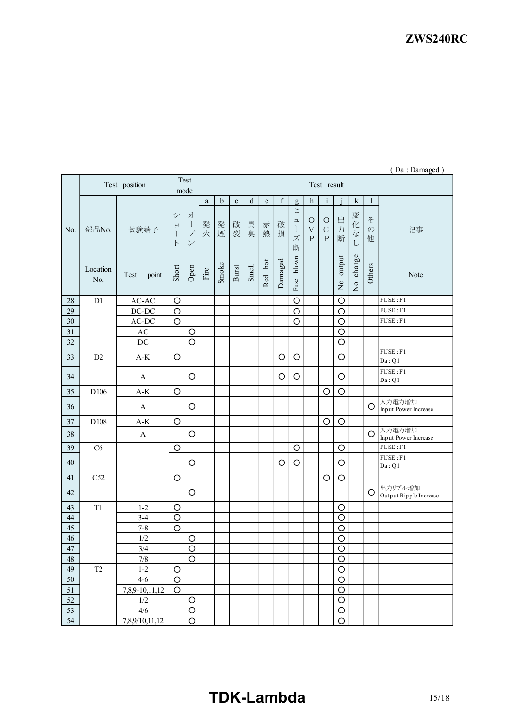( Da : Damaged )

| No. | Test position | | Test mode | | Test result | | | | | | | | | | | | |
|---|---|---|---|---|---|---|---|---|---|---|---|---|---|---|---|---|---|
| | | | | | a | b | c | d | e | f | g | h | i | j | k | l | |
| | 部品No. | 試験端子 | ショート | オープン | 発火 | 発煙 | 破裂 | 異臭 | 赤熱 | 破損 | ヒューズ断 | OVP | OCP | 出力断 | 変化なし | その他 | 記事 |
| | Location No. | Test point | Short | Open | Fire | Smoke | Burst | Smell | Red hot | Damaged | Fuse blown | | | No output | No change | Others | Note |
| 28 | D1 | AC-AC | ○ | | | | | | | | ○ | | | ○ | | | FUSE : F1 |
| 29 | | DC-DC | ○ | | | | | | | | ○ | | | ○ | | | FUSE : F1 |
| 30 | | AC-DC | ○ | | | | | | | | ○ | | | ○ | | | FUSE : F1 |
| 31 | | AC | | ○ | | | | | | | | | | ○ | | | |
| 32 | | DC | | ○ | | | | | | | | | | ○ | | | |
| 33 | D2 | A-K | ○ | | | | | | | ○ | ○ | | | ○ | | | FUSE : F1 Da : Q1 |
| 34 | | A | | ○ | | | | | | ○ | ○ | | | ○ | | | FUSE : F1 Da : Q1 |
| 35 | D106 | A-K | ○ | | | | | | | | | | ○ | ○ | | | |
| 36 | | A | | ○ | | | | | | | | | | | | ○ | 入力電力増加 Input Power Increase |
| 37 | D108 | A-K | ○ | | | | | | | | | | ○ | ○ | | | |
| 38 | | A | | ○ | | | | | | | | | | | | ○ | 入力電力増加 Input Power Increase |
| 39 | C6 | | ○ | | | | | | | | ○ | | | ○ | | | FUSE : F1 |
| 40 | | | | ○ | | | | | | ○ | ○ | | | ○ | | | FUSE : F1 Da : Q1 |
| 41 | C52 | | ○ | | | | | | | | | | ○ | ○ | | | |
| 42 | | | | ○ | | | | | | | | | | | | ○ | 出力リプル増加 Output Ripple Increase |
| 43 | T1 | 1-2 | ○ | | | | | | | | | | | ○ | | | |
| 44 | | 3-4 | ○ | | | | | | | | | | | ○ | | | |
| 45 | | 7-8 | ○ | | | | | | | | | | | ○ | | | |
| 46 | | 1/2 | | ○ | | | | | | | | | | ○ | | | |
| 47 | | 3/4 | | ○ | | | | | | | | | | ○ | | | |
| 48 | | 7/8 | | ○ | | | | | | | | | | ○ | | | |
| 49 | T2 | 1-2 | ○ | | | | | | | | | | | ○ | | | |
| 50 | | 4-6 | ○ | | | | | | | | | | | ○ | | | |
| 51 | | 7,8,9-10,11,12 | ○ | | | | | | | | | | | ○ | | | |
| 52 | | 1/2 | | ○ | | | | | | | | | | ○ | | | |
| 53 | | 4/6 | | ○ | | | | | | | | | | ○ | | | |
| 54 | | 7,8,9/10,11,12 | | ○ | | | | | | | | | | ○ | | | |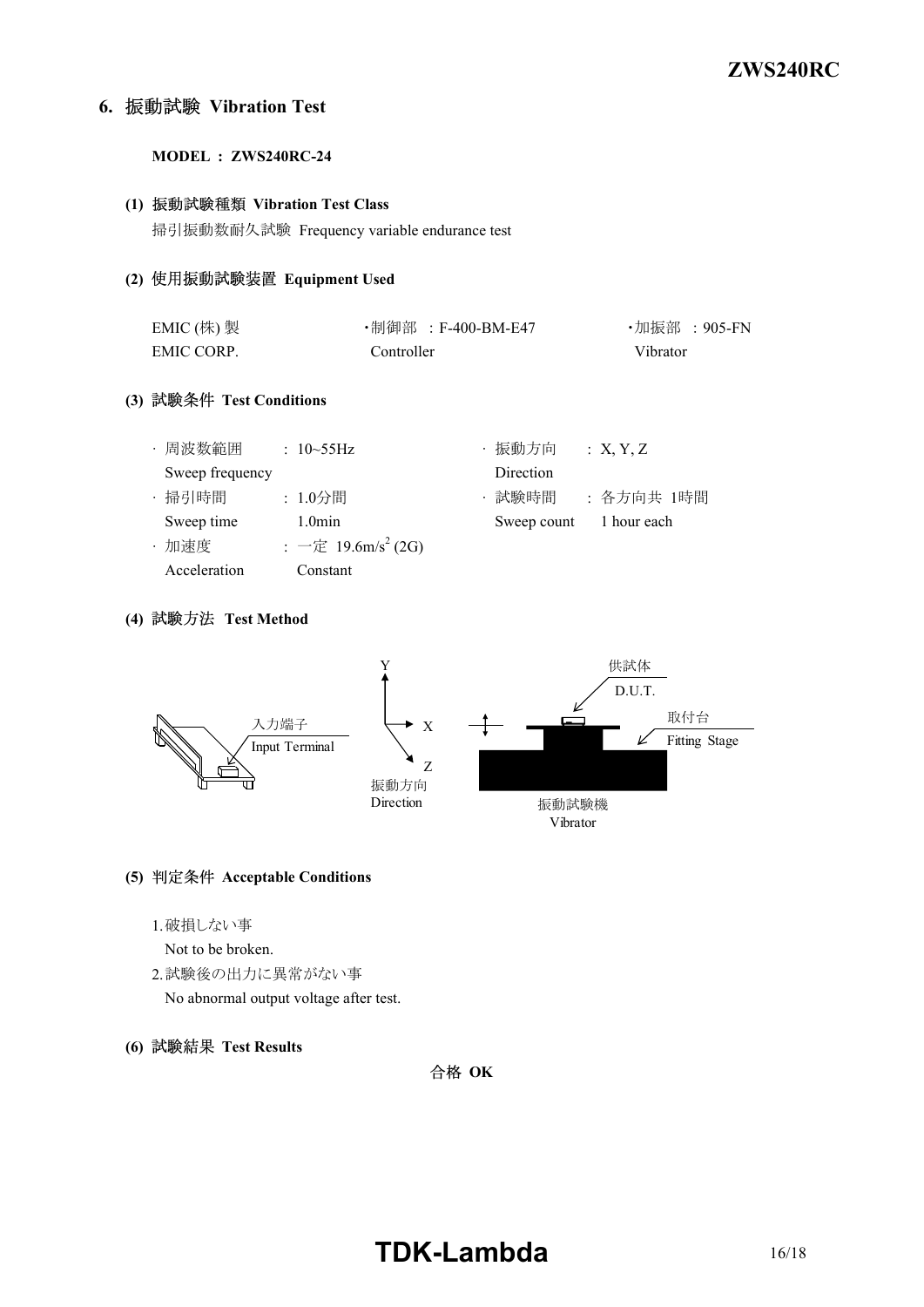## 6. 振動試験 Vibration Test

**MODEL : ZWS240RC-24**

**(1) 振動試験種類 Vibration Test Class**

掃引振動数耐久試験 Frequency variable endurance test

**(2) 使用振動試験装置 Equipment Used**

| | | |
|---|---|---|
| EMIC (株) 製 | ･制御部 : F-400-BM-E47 | ･加振部 : 905-FN |
| EMIC CORP. | Controller | Vibrator |

**(3) 試験条件 Test Conditions**

| | | | |
|---|---|---|---|
| · 周波数範囲 Sweep frequency | : 10~55Hz | · 振動方向 Direction | : X, Y, Z |
| · 掃引時間 Sweep time | : 1.0分間 1.0min | · 試験時間 Sweep count | : 各方向共 1時間 1 hour each |
| · 加速度 Acceleration | : 一定 19.6m/s$^2$ (2G) Constant | | |

**(4) 試験方法 Test Method**

入力端子 Input Terminal

振動方向 Direction (X, Y, Z)

供試体 D.U.T.

取付台 Fitting Stage

振動試験機 Vibrator

**(5) 判定条件 Acceptable Conditions**

1. 破損しない事
   Not to be broken.
2. 試験後の出力に異常がない事
   No abnormal output voltage after test.

**(6) 試験結果 Test Results**

合格 **OK**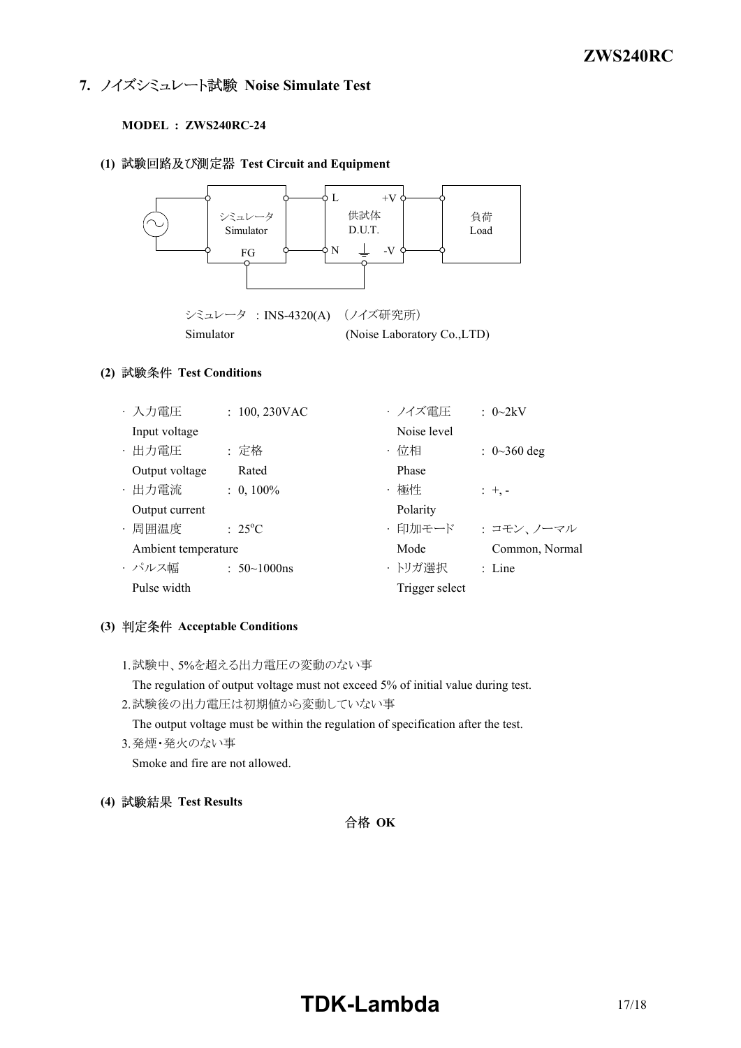## 7. ノイズシミュレート試験 Noise Simulate Test

**MODEL : ZWS240RC-24**

**(1) 試験回路及び測定器 Test Circuit and Equipment**

シミュレータ : INS-4320(A) （ノイズ研究所）
Simulator (Noise Laboratory Co.,LTD)

**(2) 試験条件 Test Conditions**

- 入力電圧 Input voltage : 100, 230VAC
- 出力電圧 Output voltage : 定格 Rated
- 出力電流 Output current : 0, 100%
- 周囲温度 Ambient temperature : 25°C
- パルス幅 Pulse width : 50~1000ns
- ノイズ電圧 Noise level : 0~2kV
- 位相 Phase : 0~360 deg
- 極性 Polarity : +, -
- 印加モード Mode : コモン、ノーマル Common, Normal
- トリガ選択 Trigger select : Line

**(3) 判定条件 Acceptable Conditions**

1. 試験中、5%を超える出力電圧の変動のない事
   The regulation of output voltage must not exceed 5% of initial value during test.
2. 試験後の出力電圧は初期値から変動していない事
   The output voltage must be within the regulation of specification after the test.
3. 発煙・発火のない事
   Smoke and fire are not allowed.

**(4) 試験結果 Test Results**

合格 **OK**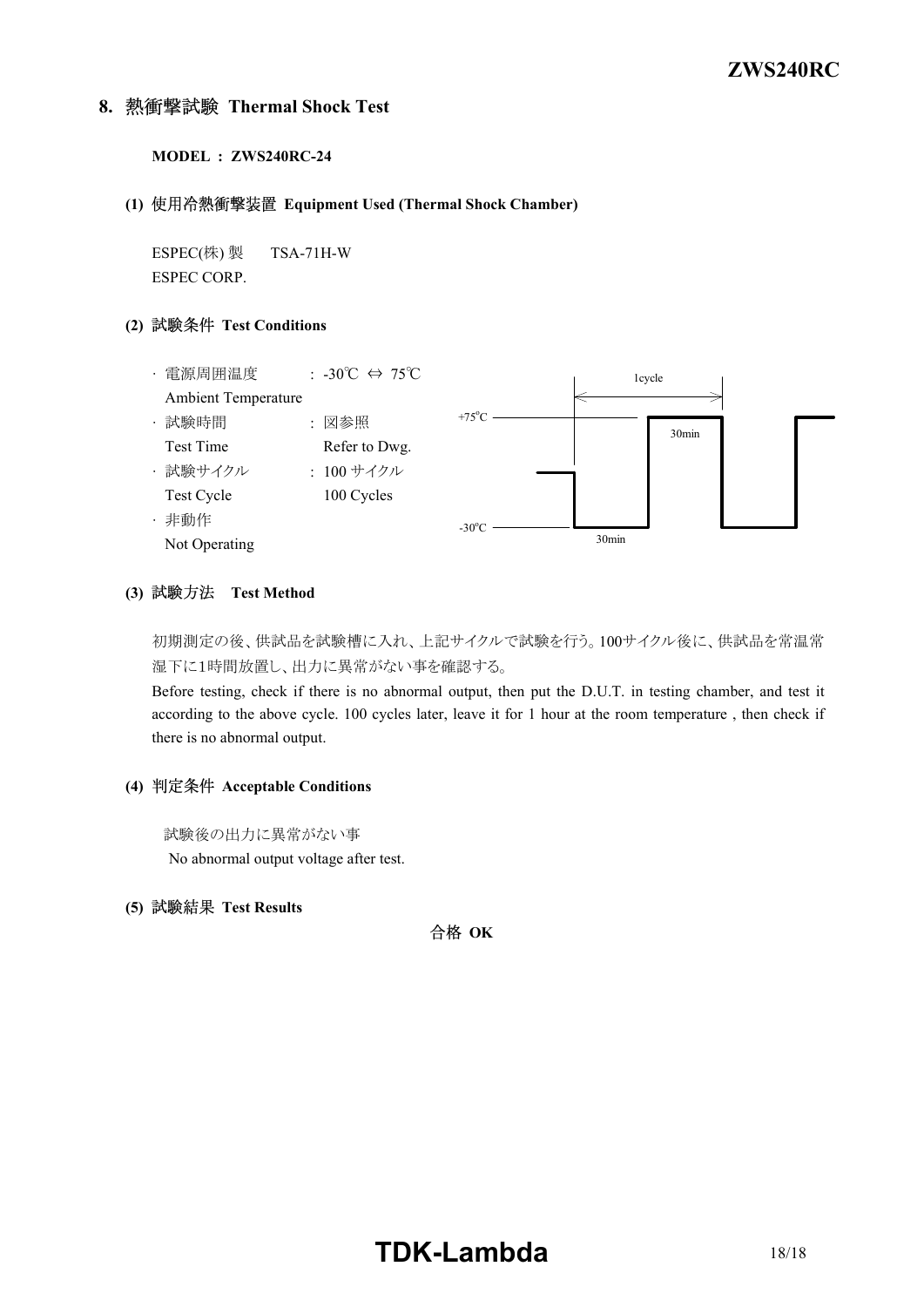## 8. 熱衝撃試験 Thermal Shock Test

**MODEL : ZWS240RC-24**

**(1) 使用冷熱衝撃装置 Equipment Used (Thermal Shock Chamber)**

ESPEC(株) 製　　TSA-71H-W
ESPEC CORP.

**(2) 試験条件 Test Conditions**

- 電源周囲温度 Ambient Temperature : -30℃ ⇔ 75℃
- 試験時間 Test Time : 図参照 Refer to Dwg.
- 試験サイクル Test Cycle : 100 サイクル 100 Cycles
- 非動作 Not Operating

1cycle
+75°C
30min
-30°C
30min

**(3) 試験方法　Test Method**

初期測定の後、供試品を試験槽に入れ、上記サイクルで試験を行う。100サイクル後に、供試品を常温常湿下に1時間放置し、出力に異常がない事を確認する。

Before testing, check if there is no abnormal output, then put the D.U.T. in testing chamber, and test it according to the above cycle. 100 cycles later, leave it for 1 hour at the room temperature , then check if there is no abnormal output.

**(4) 判定条件 Acceptable Conditions**

試験後の出力に異常がない事
No abnormal output voltage after test.

**(5) 試験結果 Test Results**

合格 **OK**